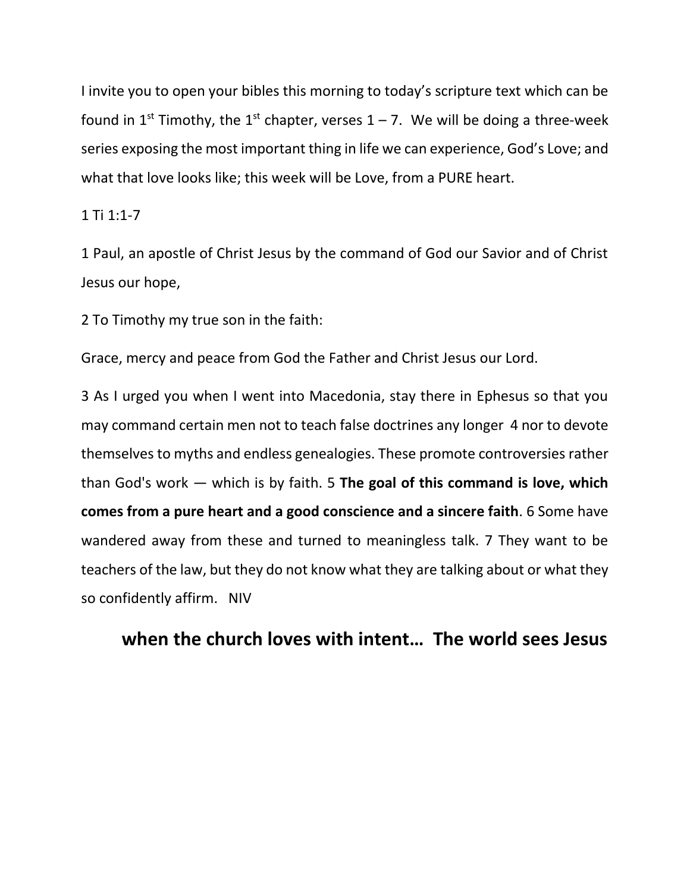I invite you to open your bibles this morning to today's scripture text which can be found in 1st Timothy, the 1st chapter, verses 1 – 7. We will be doing a three-week series exposing the most important thing in life we can experience, God's Love; and what that love looks like; this week will be Love, from a PURE heart.

1 Ti 1:1-7

1 Paul, an apostle of Christ Jesus by the command of God our Savior and of Christ Jesus our hope,

2 To Timothy my true son in the faith:

Grace, mercy and peace from God the Father and Christ Jesus our Lord.

3 As I urged you when I went into Macedonia, stay there in Ephesus so that you may command certain men not to teach false doctrines any longer 4 nor to devote themselves to myths and endless genealogies. These promote controversies rather than God's work — which is by faith. 5 **The goal of this command is love, which comes from a pure heart and a good conscience and a sincere faith**. 6 Some have wandered away from these and turned to meaningless talk. 7 They want to be teachers of the law, but they do not know what they are talking about or what they so confidently affirm. NIV

## when the church loves with intent… The world sees Jesus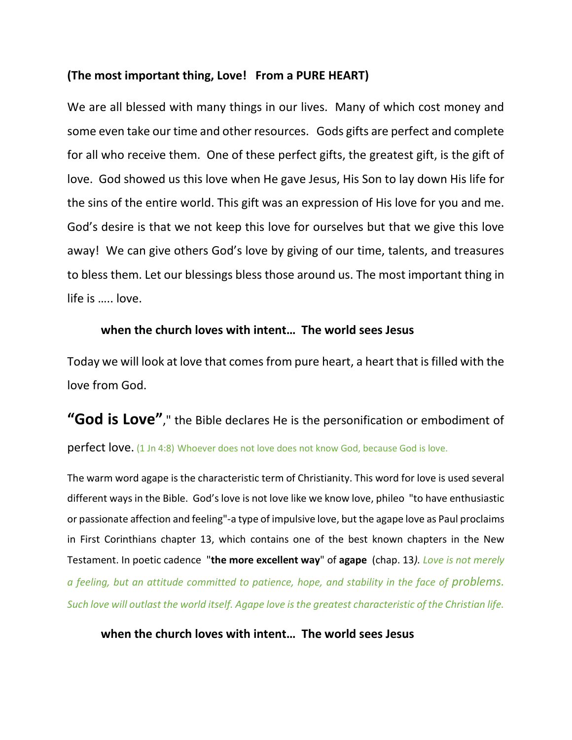**(The most important thing, Love!   From a PURE HEART)**

We are all blessed with many things in our lives.  Many of which cost money and some even take our time and other resources.   Gods gifts are perfect and complete for all who receive them.  One of these perfect gifts, the greatest gift, is the gift of love.  God showed us this love when He gave Jesus, His Son to lay down His life for the sins of the entire world. This gift was an expression of His love for you and me. God's desire is that we not keep this love for ourselves but that we give this love away!  We can give others God's love by giving of our time, talents, and treasures to bless them. Let our blessings bless those around us. The most important thing in life is ….. love.

**when the church loves with intent…  The world sees Jesus**

Today we will look at love that comes from pure heart, a heart that is filled with the love from God.

**"God is Love"**," the Bible declares He is the personification or embodiment of perfect love. (1 Jn 4:8) Whoever does not love does not know God, because God is love.

The warm word agape is the characteristic term of Christianity. This word for love is used several different ways in the Bible.  God's love is not love like we know love, phileo  "to have enthusiastic or passionate affection and feeling"-a type of impulsive love, but the agape love as Paul proclaims in First Corinthians chapter 13, which contains one of the best known chapters in the New Testament. In poetic cadence  "**the more excellent way**" of **agape**  (chap. 13*). Love is not merely a feeling, but an attitude committed to patience, hope, and stability in the face of problems. Such love will outlast the world itself. Agape love is the greatest characteristic of the Christian life.*

**when the church loves with intent…  The world sees Jesus**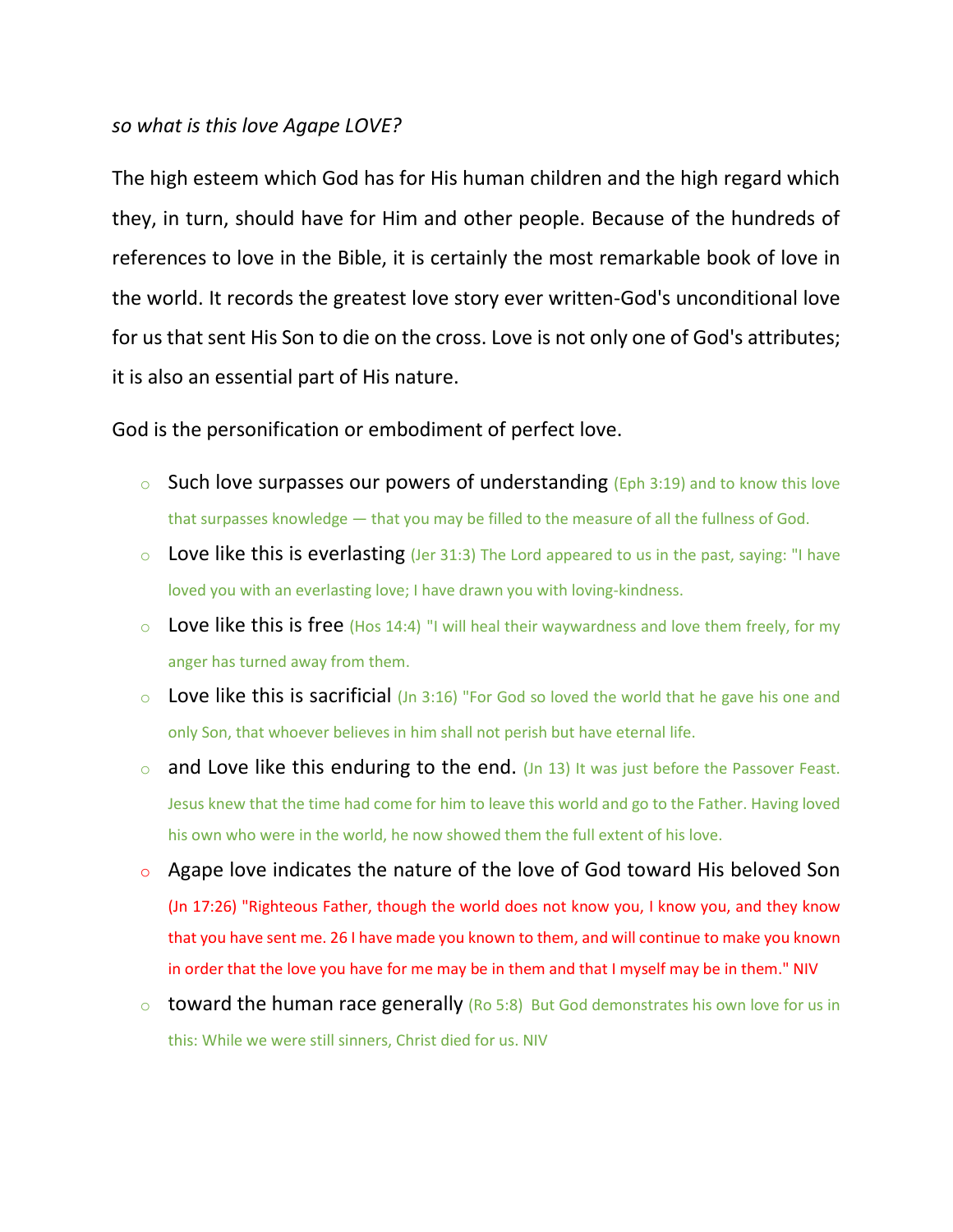*so what is this love Agape LOVE?*

The high esteem which God has for His human children and the high regard which they, in turn, should have for Him and other people. Because of the hundreds of references to love in the Bible, it is certainly the most remarkable book of love in the world. It records the greatest love story ever written-God's unconditional love for us that sent His Son to die on the cross. Love is not only one of God's attributes; it is also an essential part of His nature.

God is the personification or embodiment of perfect love.

- Such love surpasses our powers of understanding (Eph 3:19) and to know this love that surpasses knowledge — that you may be filled to the measure of all the fullness of God.
- Love like this is everlasting (Jer 31:3) The Lord appeared to us in the past, saying: "I have loved you with an everlasting love; I have drawn you with loving-kindness.
- Love like this is free (Hos 14:4) "I will heal their waywardness and love them freely, for my anger has turned away from them.
- Love like this is sacrificial (Jn 3:16) "For God so loved the world that he gave his one and only Son, that whoever believes in him shall not perish but have eternal life.
- and Love like this enduring to the end. (Jn 13) It was just before the Passover Feast. Jesus knew that the time had come for him to leave this world and go to the Father. Having loved his own who were in the world, he now showed them the full extent of his love.
- Agape love indicates the nature of the love of God toward His beloved Son (Jn 17:26) "Righteous Father, though the world does not know you, I know you, and they know that you have sent me. 26 I have made you known to them, and will continue to make you known in order that the love you have for me may be in them and that I myself may be in them." NIV
- toward the human race generally (Ro 5:8) But God demonstrates his own love for us in this: While we were still sinners, Christ died for us. NIV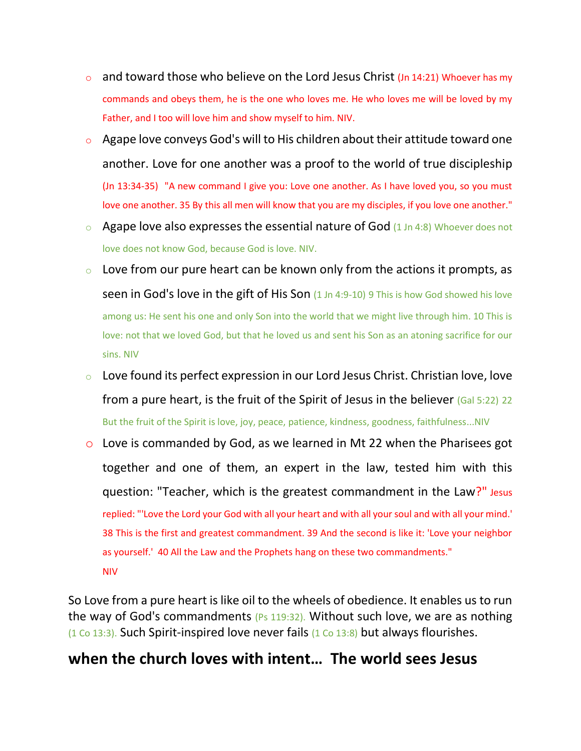- and toward those who believe on the Lord Jesus Christ (Jn 14:21) Whoever has my commands and obeys them, he is the one who loves me. He who loves me will be loved by my Father, and I too will love him and show myself to him. NIV.
- Agape love conveys God's will to His children about their attitude toward one another. Love for one another was a proof to the world of true discipleship (Jn 13:34-35) "A new command I give you: Love one another. As I have loved you, so you must love one another. 35 By this all men will know that you are my disciples, if you love one another."
- Agape love also expresses the essential nature of God (1 Jn 4:8) Whoever does not love does not know God, because God is love. NIV.
- Love from our pure heart can be known only from the actions it prompts, as seen in God's love in the gift of His Son (1 Jn 4:9-10) 9 This is how God showed his love among us: He sent his one and only Son into the world that we might live through him. 10 This is love: not that we loved God, but that he loved us and sent his Son as an atoning sacrifice for our sins. NIV
- Love found its perfect expression in our Lord Jesus Christ. Christian love, love from a pure heart, is the fruit of the Spirit of Jesus in the believer (Gal 5:22) 22 But the fruit of the Spirit is love, joy, peace, patience, kindness, goodness, faithfulness...NIV
- Love is commanded by God, as we learned in Mt 22 when the Pharisees got together and one of them, an expert in the law, tested him with this question: "Teacher, which is the greatest commandment in the Law?" Jesus replied: "'Love the Lord your God with all your heart and with all your soul and with all your mind.' 38 This is the first and greatest commandment. 39 And the second is like it: 'Love your neighbor as yourself.' 40 All the Law and the Prophets hang on these two commandments." NIV

So Love from a pure heart is like oil to the wheels of obedience. It enables us to run the way of God's commandments (Ps 119:32). Without such love, we are as nothing (1 Co 13:3). Such Spirit-inspired love never fails (1 Co 13:8) but always flourishes.

**when the church loves with intent… The world sees Jesus**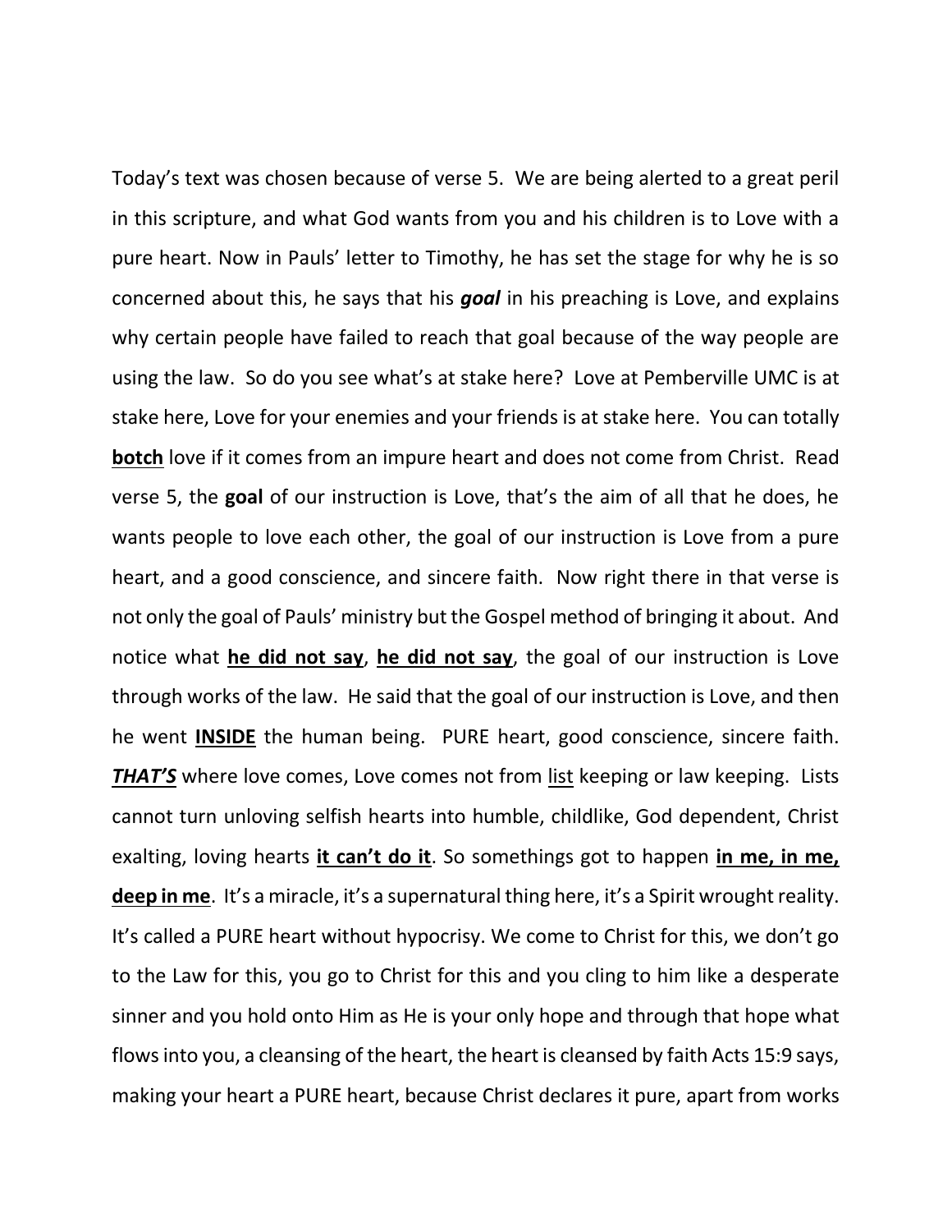Today's text was chosen because of verse 5. We are being alerted to a great peril in this scripture, and what God wants from you and his children is to Love with a pure heart. Now in Pauls' letter to Timothy, he has set the stage for why he is so concerned about this, he says that his ***goal*** in his preaching is Love, and explains why certain people have failed to reach that goal because of the way people are using the law. So do you see what's at stake here? Love at Pemberville UMC is at stake here, Love for your enemies and your friends is at stake here. You can totally <u>**botch**</u> love if it comes from an impure heart and does not come from Christ. Read verse 5, the **goal** of our instruction is Love, that's the aim of all that he does, he wants people to love each other, the goal of our instruction is Love from a pure heart, and a good conscience, and sincere faith. Now right there in that verse is not only the goal of Pauls' ministry but the Gospel method of bringing it about. And notice what <u>**he did not say**</u>, <u>**he did not say**</u>, the goal of our instruction is Love through works of the law. He said that the goal of our instruction is Love, and then he went <u>**INSIDE**</u> the human being. PURE heart, good conscience, sincere faith. <u>***THAT'S***</u> where love comes, Love comes not from <u>list</u> keeping or law keeping. Lists cannot turn unloving selfish hearts into humble, childlike, God dependent, Christ exalting, loving hearts <u>**it can't do it**</u>. So somethings got to happen <u>**in me, in me, deep in me**</u>. It's a miracle, it's a supernatural thing here, it's a Spirit wrought reality. It's called a PURE heart without hypocrisy. We come to Christ for this, we don't go to the Law for this, you go to Christ for this and you cling to him like a desperate sinner and you hold onto Him as He is your only hope and through that hope what flows into you, a cleansing of the heart, the heart is cleansed by faith Acts 15:9 says, making your heart a PURE heart, because Christ declares it pure, apart from works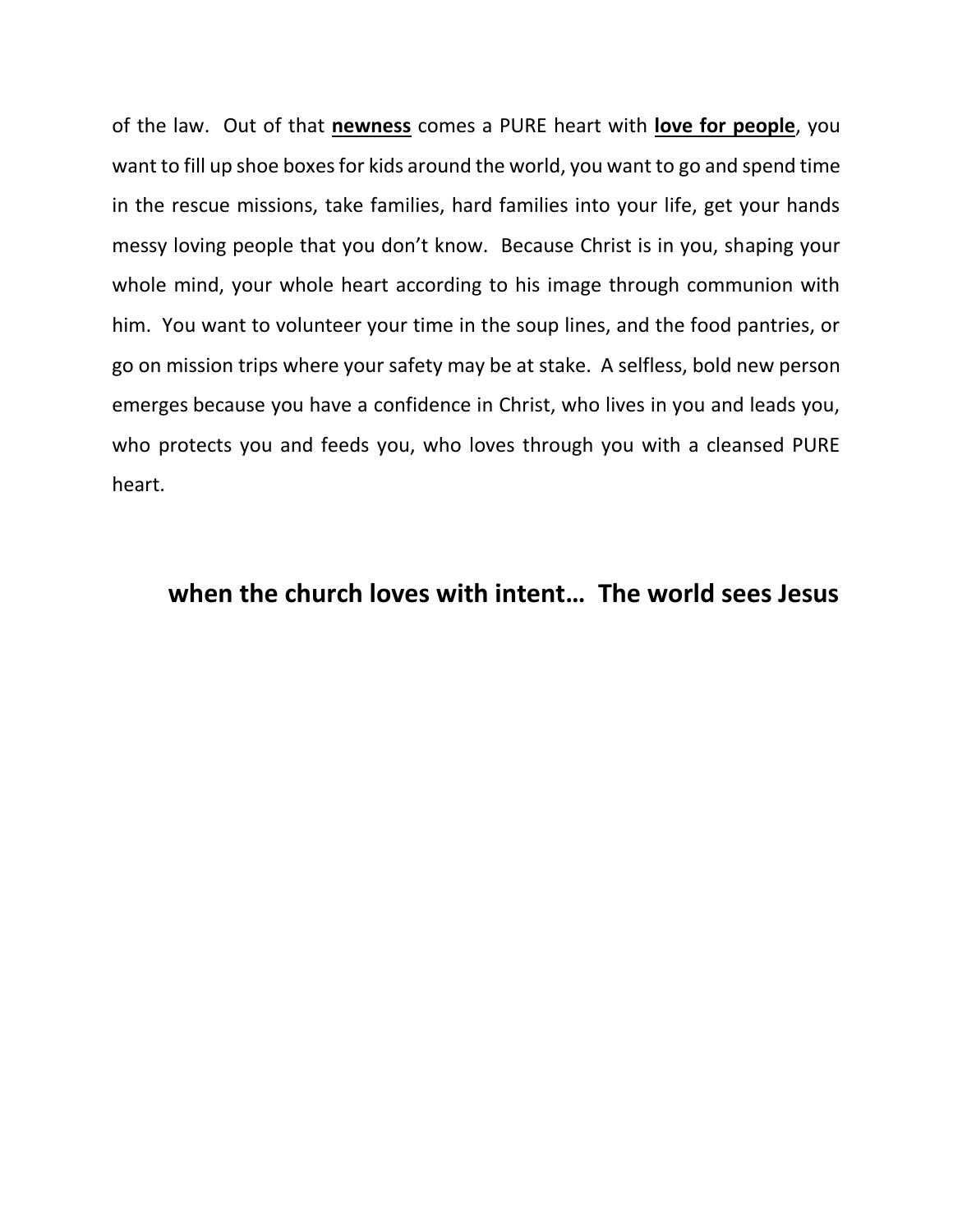of the law. Out of that **<u>newness</u>** comes a PURE heart with **<u>love for people</u>**, you want to fill up shoe boxes for kids around the world, you want to go and spend time in the rescue missions, take families, hard families into your life, get your hands messy loving people that you don't know. Because Christ is in you, shaping your whole mind, your whole heart according to his image through communion with him. You want to volunteer your time in the soup lines, and the food pantries, or go on mission trips where your safety may be at stake. A selfless, bold new person emerges because you have a confidence in Christ, who lives in you and leads you, who protects you and feeds you, who loves through you with a cleansed PURE heart.

## when the church loves with intent… The world sees Jesus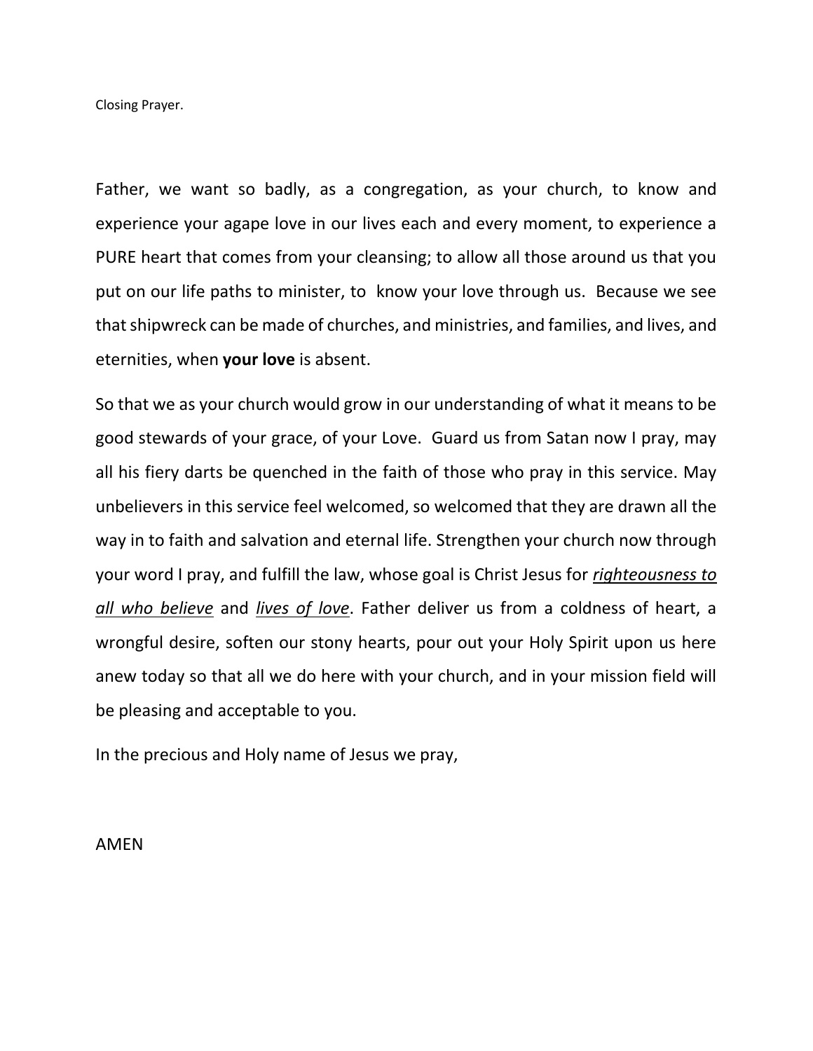Closing Prayer.

Father, we want so badly, as a congregation, as your church, to know and experience your agape love in our lives each and every moment, to experience a PURE heart that comes from your cleansing; to allow all those around us that you put on our life paths to minister, to know your love through us. Because we see that shipwreck can be made of churches, and ministries, and families, and lives, and eternities, when **your love** is absent.

So that we as your church would grow in our understanding of what it means to be good stewards of your grace, of your Love. Guard us from Satan now I pray, may all his fiery darts be quenched in the faith of those who pray in this service. May unbelievers in this service feel welcomed, so welcomed that they are drawn all the way in to faith and salvation and eternal life. Strengthen your church now through your word I pray, and fulfill the law, whose goal is Christ Jesus for <u>*righteousness to all who believe*</u> and <u>*lives of love*</u>. Father deliver us from a coldness of heart, a wrongful desire, soften our stony hearts, pour out your Holy Spirit upon us here anew today so that all we do here with your church, and in your mission field will be pleasing and acceptable to you.

In the precious and Holy name of Jesus we pray,

AMEN